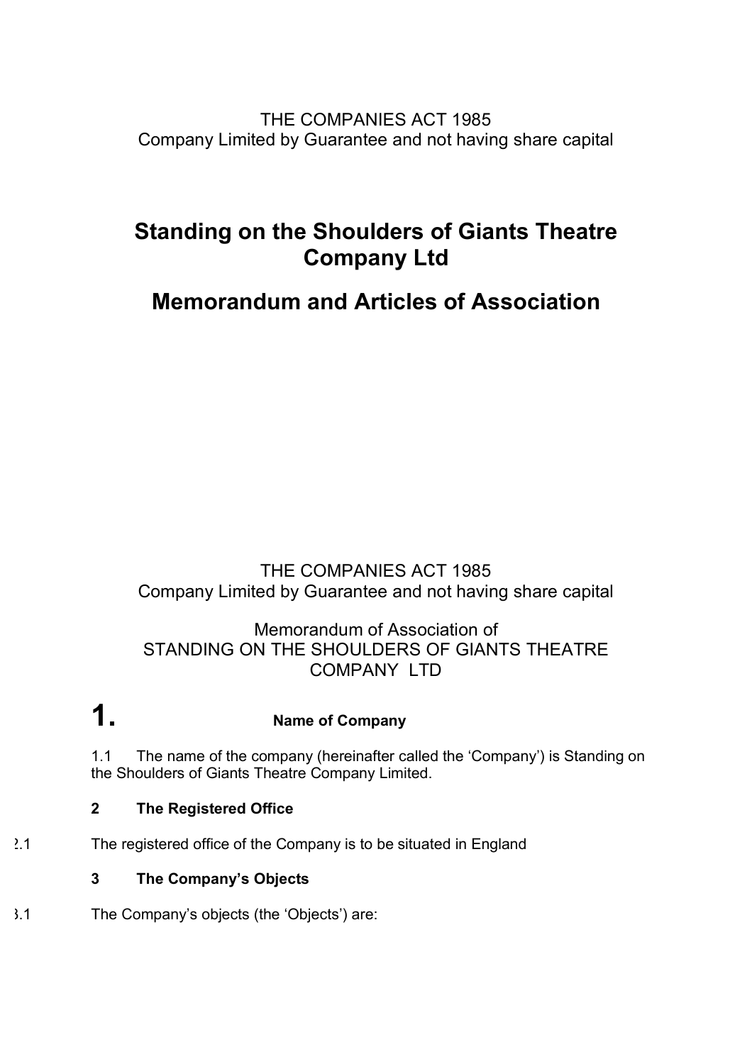THE COMPANIES ACT 1985
Company Limited by Guarantee and not having share capital

# Standing on the Shoulders of Giants Theatre Company Ltd

# Memorandum and Articles of Association

THE COMPANIES ACT 1985
Company Limited by Guarantee and not having share capital

Memorandum of Association of
STANDING ON THE SHOULDERS OF GIANTS THEATRE COMPANY LTD

## 1. Name of Company

1.1 The name of the company (hereinafter called the 'Company') is Standing on the Shoulders of Giants Theatre Company Limited.

### 2 The Registered Office

2.1 The registered office of the Company is to be situated in England

### 3 The Company's Objects

3.1 The Company's objects (the 'Objects') are: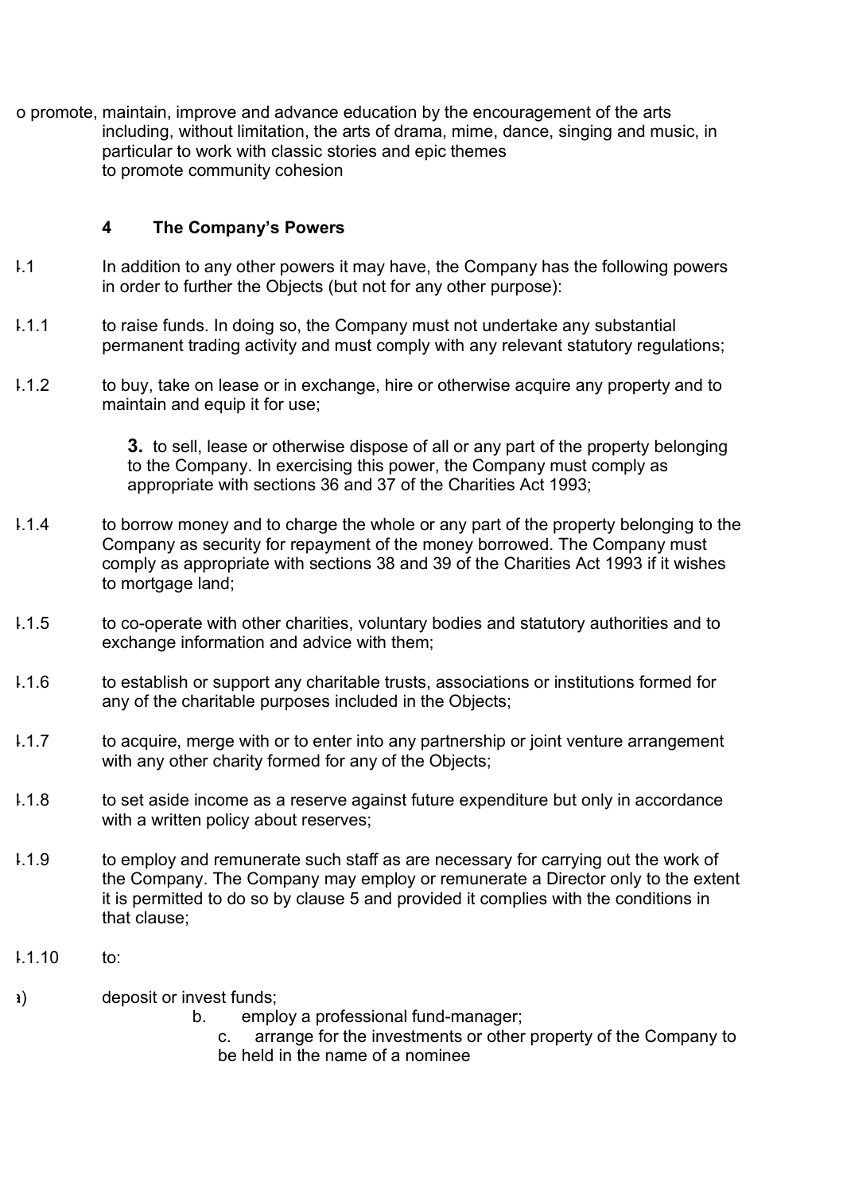o promote, maintain, improve and advance education by the encouragement of the arts including, without limitation, the arts of drama, mime, dance, singing and music, in particular to work with classic stories and epic themes
to promote community cohesion

**4 The Company's Powers**

4.1 In addition to any other powers it may have, the Company has the following powers in order to further the Objects (but not for any other purpose):

4.1.1 to raise funds. In doing so, the Company must not undertake any substantial permanent trading activity and must comply with any relevant statutory regulations;

4.1.2 to buy, take on lease or in exchange, hire or otherwise acquire any property and to maintain and equip it for use;

**3.** to sell, lease or otherwise dispose of all or any part of the property belonging to the Company. In exercising this power, the Company must comply as appropriate with sections 36 and 37 of the Charities Act 1993;

4.1.4 to borrow money and to charge the whole or any part of the property belonging to the Company as security for repayment of the money borrowed. The Company must comply as appropriate with sections 38 and 39 of the Charities Act 1993 if it wishes to mortgage land;

4.1.5 to co-operate with other charities, voluntary bodies and statutory authorities and to exchange information and advice with them;

4.1.6 to establish or support any charitable trusts, associations or institutions formed for any of the charitable purposes included in the Objects;

4.1.7 to acquire, merge with or to enter into any partnership or joint venture arrangement with any other charity formed for any of the Objects;

4.1.8 to set aside income as a reserve against future expenditure but only in accordance with a written policy about reserves;

4.1.9 to employ and remunerate such staff as are necessary for carrying out the work of the Company. The Company may employ or remunerate a Director only to the extent it is permitted to do so by clause 5 and provided it complies with the conditions in that clause;

4.1.10 to:

a) deposit or invest funds;

b. employ a professional fund-manager;

c. arrange for the investments or other property of the Company to be held in the name of a nominee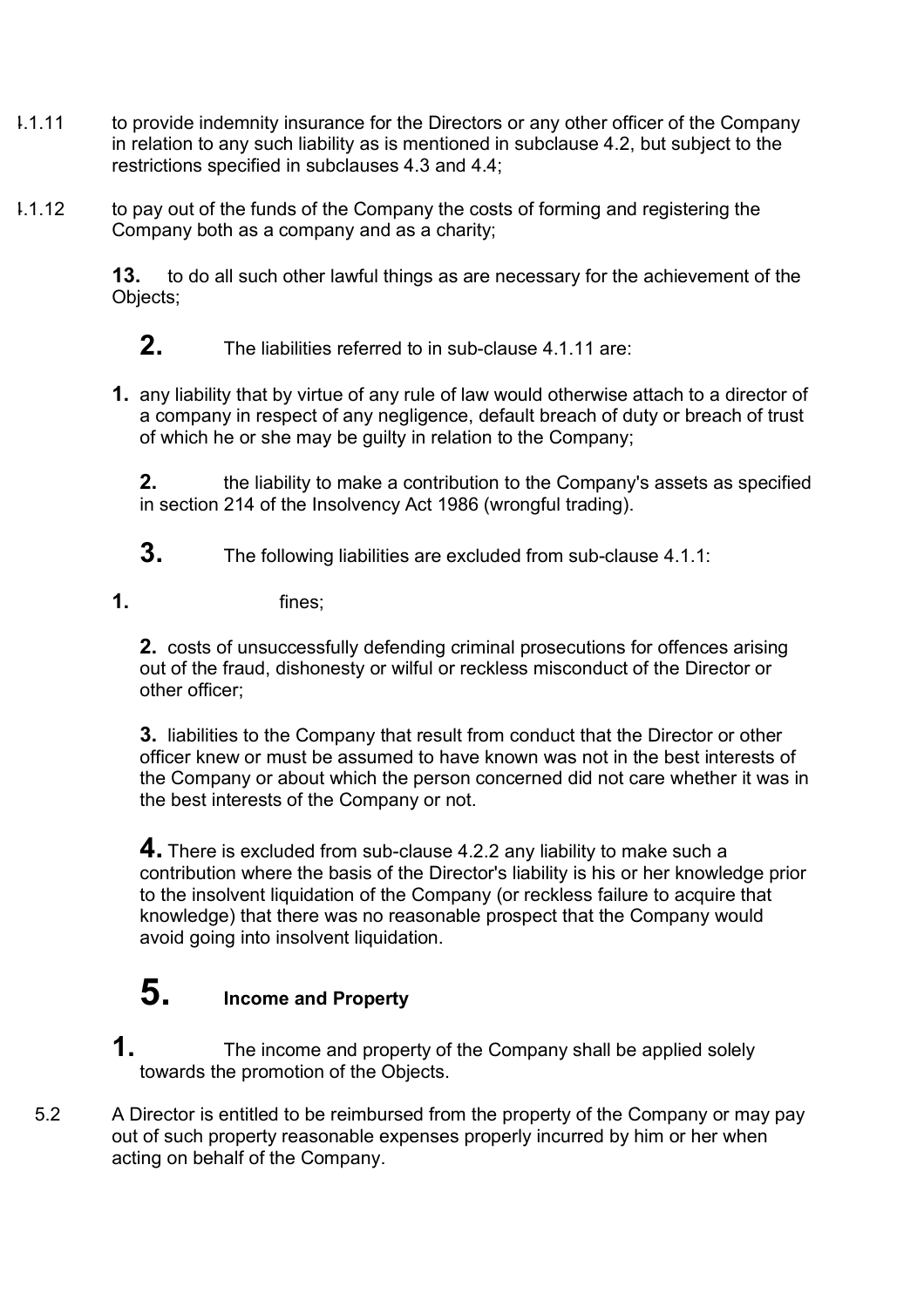4.1.11 to provide indemnity insurance for the Directors or any other officer of the Company in relation to any such liability as is mentioned in subclause 4.2, but subject to the restrictions specified in subclauses 4.3 and 4.4;

4.1.12 to pay out of the funds of the Company the costs of forming and registering the Company both as a company and as a charity;

**13.** to do all such other lawful things as are necessary for the achievement of the Objects;

**2.** The liabilities referred to in sub-clause 4.1.11 are:

**1.** any liability that by virtue of any rule of law would otherwise attach to a director of a company in respect of any negligence, default breach of duty or breach of trust of which he or she may be guilty in relation to the Company;

**2.** the liability to make a contribution to the Company's assets as specified in section 214 of the Insolvency Act 1986 (wrongful trading).

**3.** The following liabilities are excluded from sub-clause 4.1.1:

**1.** fines;

**2.** costs of unsuccessfully defending criminal prosecutions for offences arising out of the fraud, dishonesty or wilful or reckless misconduct of the Director or other officer;

**3.** liabilities to the Company that result from conduct that the Director or other officer knew or must be assumed to have known was not in the best interests of the Company or about which the person concerned did not care whether it was in the best interests of the Company or not.

**4.** There is excluded from sub-clause 4.2.2 any liability to make such a contribution where the basis of the Director's liability is his or her knowledge prior to the insolvent liquidation of the Company (or reckless failure to acquire that knowledge) that there was no reasonable prospect that the Company would avoid going into insolvent liquidation.

## 5. Income and Property

**1.** The income and property of the Company shall be applied solely towards the promotion of the Objects.

5.2 A Director is entitled to be reimbursed from the property of the Company or may pay out of such property reasonable expenses properly incurred by him or her when acting on behalf of the Company.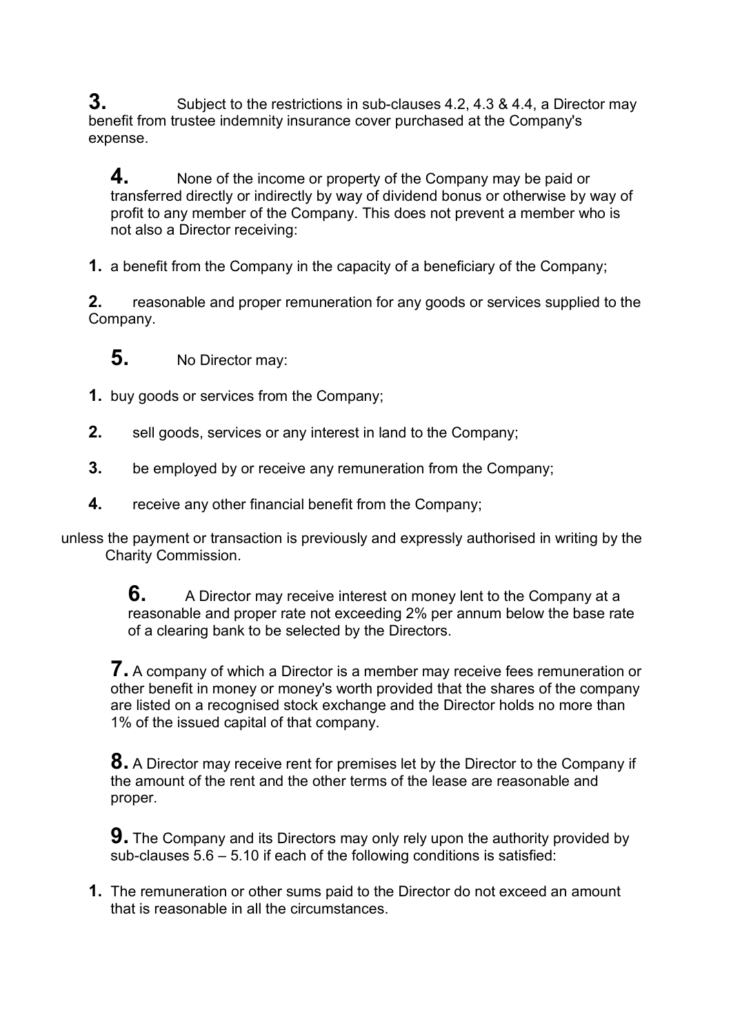**3.** Subject to the restrictions in sub-clauses 4.2, 4.3 & 4.4, a Director may benefit from trustee indemnity insurance cover purchased at the Company's expense.

**4.** None of the income or property of the Company may be paid or transferred directly or indirectly by way of dividend bonus or otherwise by way of profit to any member of the Company. This does not prevent a member who is not also a Director receiving:

1. a benefit from the Company in the capacity of a beneficiary of the Company;
2. reasonable and proper remuneration for any goods or services supplied to the Company.

**5.** No Director may:

1. buy goods or services from the Company;
2. sell goods, services or any interest in land to the Company;
3. be employed by or receive any remuneration from the Company;
4. receive any other financial benefit from the Company;

unless the payment or transaction is previously and expressly authorised in writing by the Charity Commission.

**6.** A Director may receive interest on money lent to the Company at a reasonable and proper rate not exceeding 2% per annum below the base rate of a clearing bank to be selected by the Directors.

**7.** A company of which a Director is a member may receive fees remuneration or other benefit in money or money's worth provided that the shares of the company are listed on a recognised stock exchange and the Director holds no more than 1% of the issued capital of that company.

**8.** A Director may receive rent for premises let by the Director to the Company if the amount of the rent and the other terms of the lease are reasonable and proper.

**9.** The Company and its Directors may only rely upon the authority provided by sub-clauses 5.6 – 5.10 if each of the following conditions is satisfied:

1. The remuneration or other sums paid to the Director do not exceed an amount that is reasonable in all the circumstances.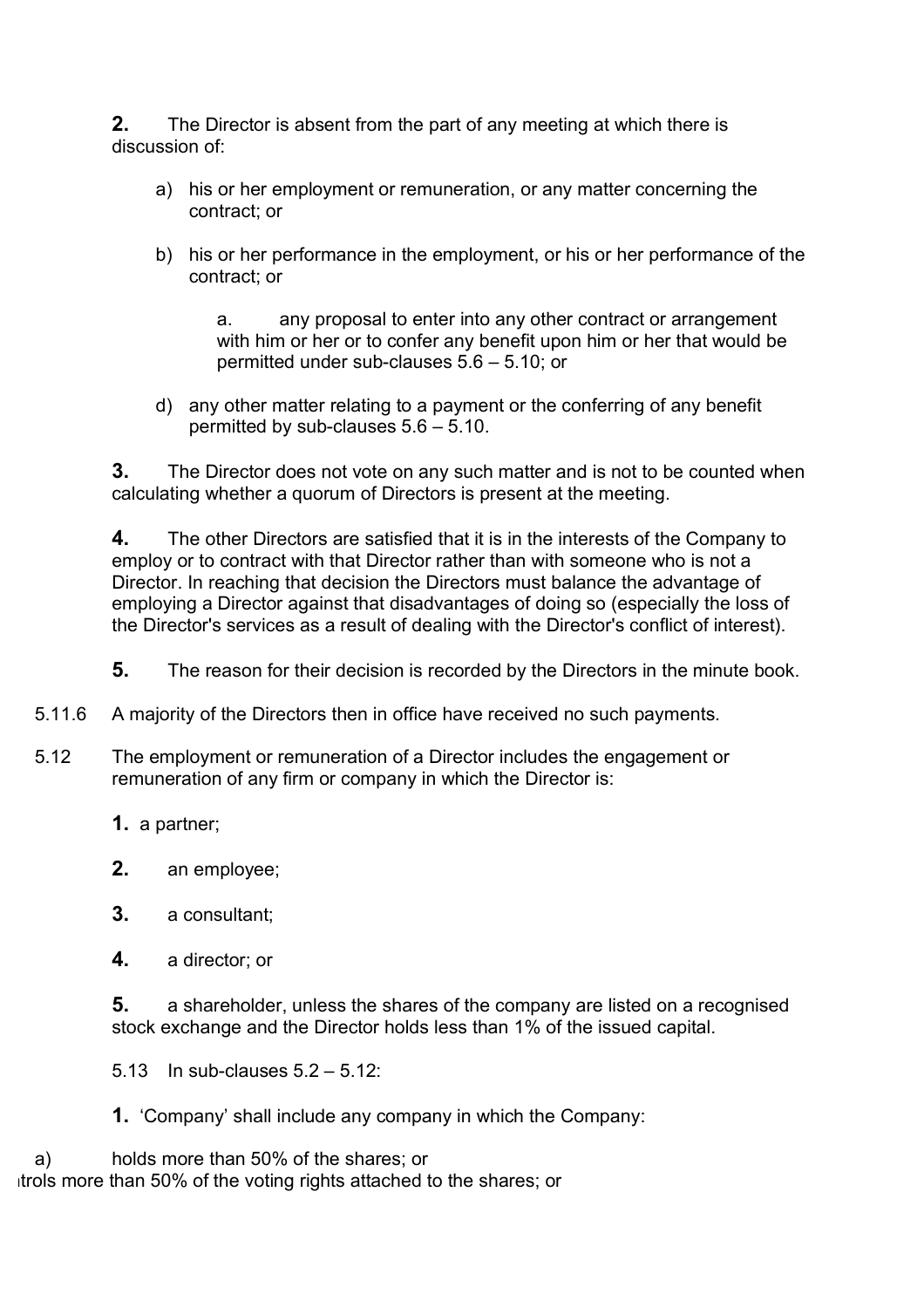**2.** The Director is absent from the part of any meeting at which there is discussion of:

a) his or her employment or remuneration, or any matter concerning the contract; or

b) his or her performance in the employment, or his or her performance of the contract; or

a. any proposal to enter into any other contract or arrangement with him or her or to confer any benefit upon him or her that would be permitted under sub-clauses 5.6 – 5.10; or

d) any other matter relating to a payment or the conferring of any benefit permitted by sub-clauses 5.6 – 5.10.

**3.** The Director does not vote on any such matter and is not to be counted when calculating whether a quorum of Directors is present at the meeting.

**4.** The other Directors are satisfied that it is in the interests of the Company to employ or to contract with that Director rather than with someone who is not a Director. In reaching that decision the Directors must balance the advantage of employing a Director against that disadvantages of doing so (especially the loss of the Director's services as a result of dealing with the Director's conflict of interest).

**5.** The reason for their decision is recorded by the Directors in the minute book.

5.11.6 A majority of the Directors then in office have received no such payments.

5.12 The employment or remuneration of a Director includes the engagement or remuneration of any firm or company in which the Director is:

**1.** a partner;

**2.** an employee;

**3.** a consultant;

**4.** a director; or

**5.** a shareholder, unless the shares of the company are listed on a recognised stock exchange and the Director holds less than 1% of the issued capital.

5.13 In sub-clauses 5.2 – 5.12:

**1.** 'Company' shall include any company in which the Company:

a) holds more than 50% of the shares; or

ıtrols more than 50% of the voting rights attached to the shares; or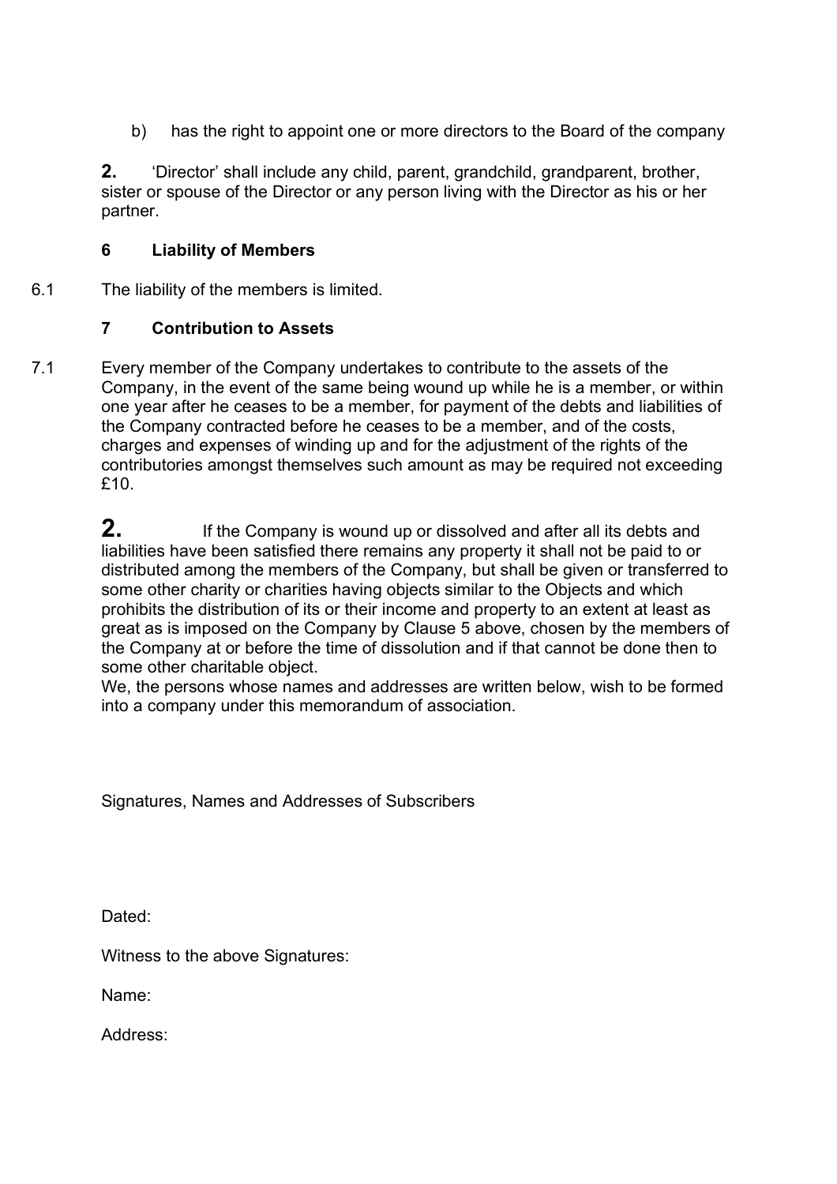b) has the right to appoint one or more directors to the Board of the company

**2.** 'Director' shall include any child, parent, grandchild, grandparent, brother, sister or spouse of the Director or any person living with the Director as his or her partner.

### 6 Liability of Members

6.1 The liability of the members is limited.

### 7 Contribution to Assets

7.1 Every member of the Company undertakes to contribute to the assets of the Company, in the event of the same being wound up while he is a member, or within one year after he ceases to be a member, for payment of the debts and liabilities of the Company contracted before he ceases to be a member, and of the costs, charges and expenses of winding up and for the adjustment of the rights of the contributories amongst themselves such amount as may be required not exceeding £10.

**2.** If the Company is wound up or dissolved and after all its debts and liabilities have been satisfied there remains any property it shall not be paid to or distributed among the members of the Company, but shall be given or transferred to some other charity or charities having objects similar to the Objects and which prohibits the distribution of its or their income and property to an extent at least as great as is imposed on the Company by Clause 5 above, chosen by the members of the Company at or before the time of dissolution and if that cannot be done then to some other charitable object.

We, the persons whose names and addresses are written below, wish to be formed into a company under this memorandum of association.

Signatures, Names and Addresses of Subscribers

Dated:

Witness to the above Signatures:

Name:

Address: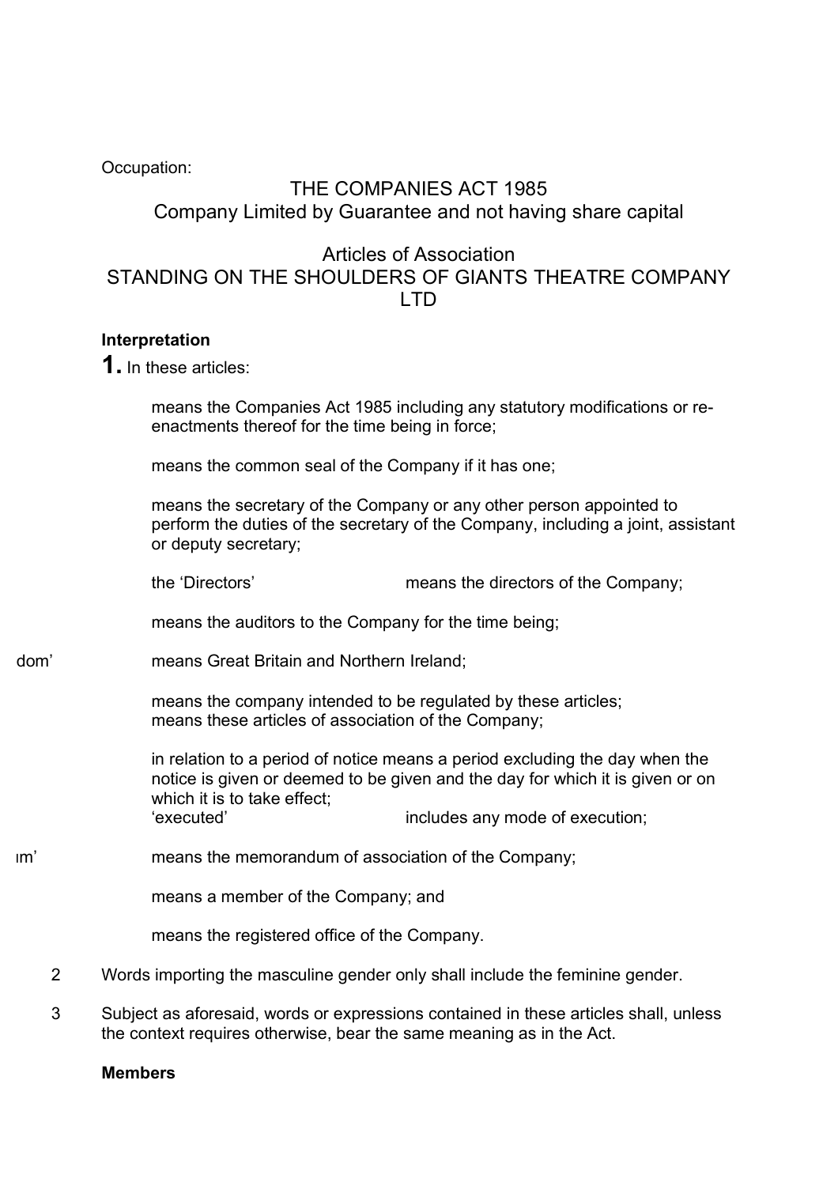Occupation:

THE COMPANIES ACT 1985
Company Limited by Guarantee and not having share capital

Articles of Association
STANDING ON THE SHOULDERS OF GIANTS THEATRE COMPANY LTD

**Interpretation**

**1.** In these articles:

means the Companies Act 1985 including any statutory modifications or re-enactments thereof for the time being in force;

means the common seal of the Company if it has one;

means the secretary of the Company or any other person appointed to perform the duties of the secretary of the Company, including a joint, assistant or deputy secretary;

the 'Directors' means the directors of the Company;

means the auditors to the Company for the time being;

dom' means Great Britain and Northern Ireland;

means the company intended to be regulated by these articles;
means these articles of association of the Company;

in relation to a period of notice means a period excluding the day when the notice is given or deemed to be given and the day for which it is given or on which it is to take effect;
'executed' includes any mode of execution;

ım' means the memorandum of association of the Company;

means a member of the Company; and

means the registered office of the Company.

2 Words importing the masculine gender only shall include the feminine gender.

3 Subject as aforesaid, words or expressions contained in these articles shall, unless the context requires otherwise, bear the same meaning as in the Act.

**Members**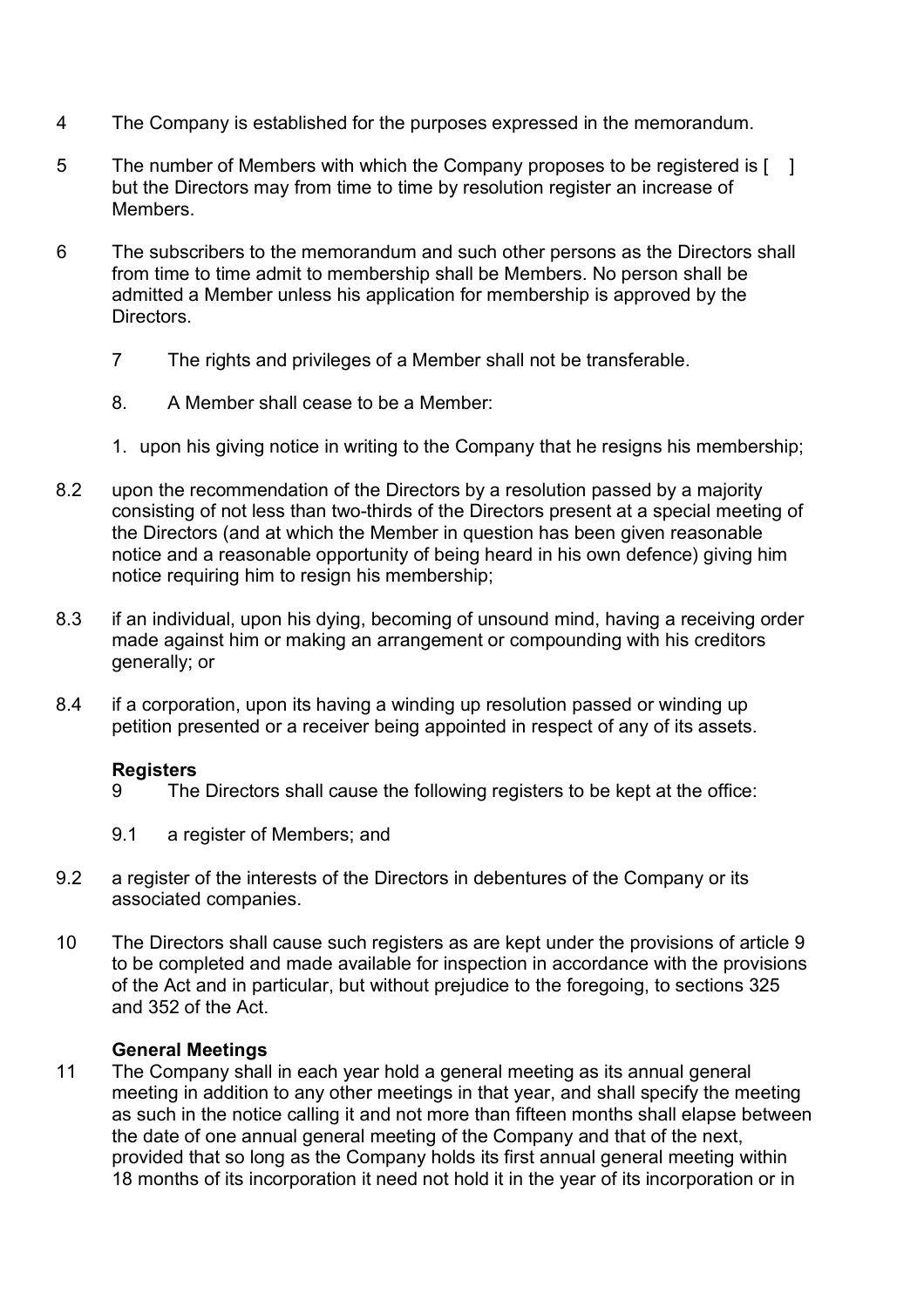4 The Company is established for the purposes expressed in the memorandum.

5 The number of Members with which the Company proposes to be registered is [ ] but the Directors may from time to time by resolution register an increase of Members.

6 The subscribers to the memorandum and such other persons as the Directors shall from time to time admit to membership shall be Members. No person shall be admitted a Member unless his application for membership is approved by the Directors.

7 The rights and privileges of a Member shall not be transferable.

8. A Member shall cease to be a Member:

1. upon his giving notice in writing to the Company that he resigns his membership;

8.2 upon the recommendation of the Directors by a resolution passed by a majority consisting of not less than two-thirds of the Directors present at a special meeting of the Directors (and at which the Member in question has been given reasonable notice and a reasonable opportunity of being heard in his own defence) giving him notice requiring him to resign his membership;

8.3 if an individual, upon his dying, becoming of unsound mind, having a receiving order made against him or making an arrangement or compounding with his creditors generally; or

8.4 if a corporation, upon its having a winding up resolution passed or winding up petition presented or a receiver being appointed in respect of any of its assets.

**Registers**

9 The Directors shall cause the following registers to be kept at the office:

9.1 a register of Members; and

9.2 a register of the interests of the Directors in debentures of the Company or its associated companies.

10 The Directors shall cause such registers as are kept under the provisions of article 9 to be completed and made available for inspection in accordance with the provisions of the Act and in particular, but without prejudice to the foregoing, to sections 325 and 352 of the Act.

**General Meetings**

11 The Company shall in each year hold a general meeting as its annual general meeting in addition to any other meetings in that year, and shall specify the meeting as such in the notice calling it and not more than fifteen months shall elapse between the date of one annual general meeting of the Company and that of the next, provided that so long as the Company holds its first annual general meeting within 18 months of its incorporation it need not hold it in the year of its incorporation or in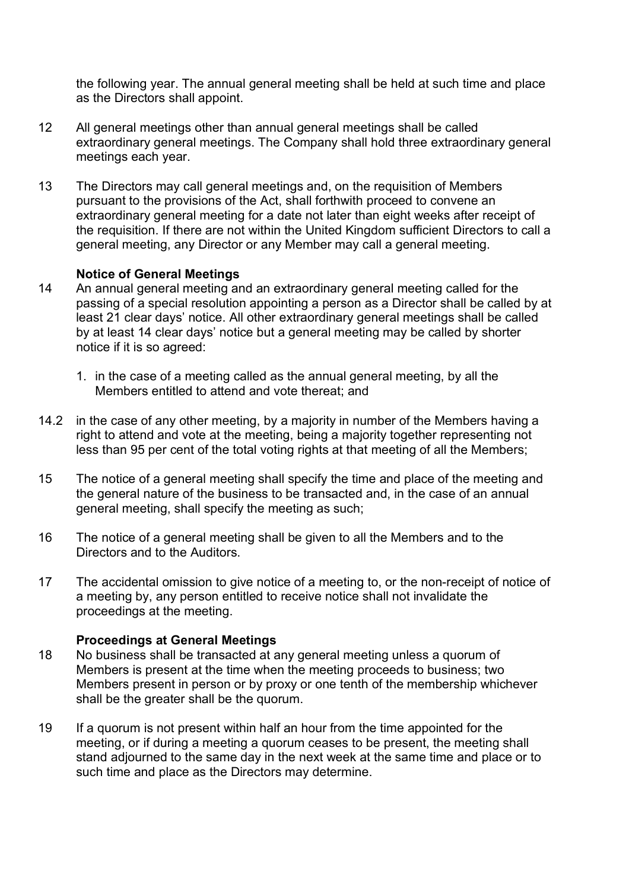the following year. The annual general meeting shall be held at such time and place as the Directors shall appoint.

12 All general meetings other than annual general meetings shall be called extraordinary general meetings. The Company shall hold three extraordinary general meetings each year.

13 The Directors may call general meetings and, on the requisition of Members pursuant to the provisions of the Act, shall forthwith proceed to convene an extraordinary general meeting for a date not later than eight weeks after receipt of the requisition. If there are not within the United Kingdom sufficient Directors to call a general meeting, any Director or any Member may call a general meeting.

**Notice of General Meetings**

14 An annual general meeting and an extraordinary general meeting called for the passing of a special resolution appointing a person as a Director shall be called by at least 21 clear days' notice. All other extraordinary general meetings shall be called by at least 14 clear days' notice but a general meeting may be called by shorter notice if it is so agreed:

1. in the case of a meeting called as the annual general meeting, by all the Members entitled to attend and vote thereat; and

14.2 in the case of any other meeting, by a majority in number of the Members having a right to attend and vote at the meeting, being a majority together representing not less than 95 per cent of the total voting rights at that meeting of all the Members;

15 The notice of a general meeting shall specify the time and place of the meeting and the general nature of the business to be transacted and, in the case of an annual general meeting, shall specify the meeting as such;

16 The notice of a general meeting shall be given to all the Members and to the Directors and to the Auditors.

17 The accidental omission to give notice of a meeting to, or the non-receipt of notice of a meeting by, any person entitled to receive notice shall not invalidate the proceedings at the meeting.

**Proceedings at General Meetings**

18 No business shall be transacted at any general meeting unless a quorum of Members is present at the time when the meeting proceeds to business; two Members present in person or by proxy or one tenth of the membership whichever shall be the greater shall be the quorum.

19 If a quorum is not present within half an hour from the time appointed for the meeting, or if during a meeting a quorum ceases to be present, the meeting shall stand adjourned to the same day in the next week at the same time and place or to such time and place as the Directors may determine.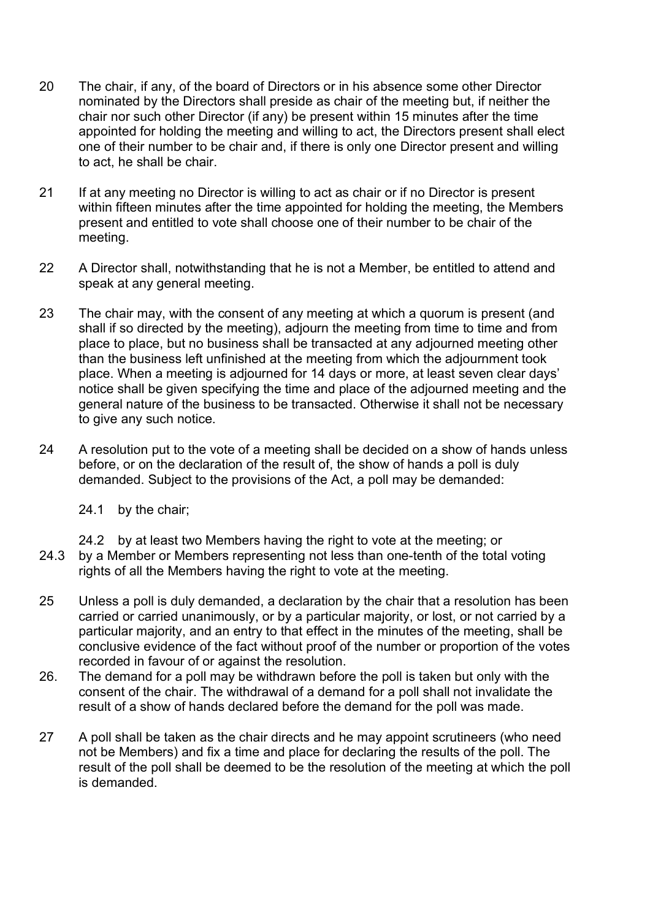20 The chair, if any, of the board of Directors or in his absence some other Director nominated by the Directors shall preside as chair of the meeting but, if neither the chair nor such other Director (if any) be present within 15 minutes after the time appointed for holding the meeting and willing to act, the Directors present shall elect one of their number to be chair and, if there is only one Director present and willing to act, he shall be chair.

21 If at any meeting no Director is willing to act as chair or if no Director is present within fifteen minutes after the time appointed for holding the meeting, the Members present and entitled to vote shall choose one of their number to be chair of the meeting.

22 A Director shall, notwithstanding that he is not a Member, be entitled to attend and speak at any general meeting.

23 The chair may, with the consent of any meeting at which a quorum is present (and shall if so directed by the meeting), adjourn the meeting from time to time and from place to place, but no business shall be transacted at any adjourned meeting other than the business left unfinished at the meeting from which the adjournment took place. When a meeting is adjourned for 14 days or more, at least seven clear days' notice shall be given specifying the time and place of the adjourned meeting and the general nature of the business to be transacted. Otherwise it shall not be necessary to give any such notice.

24 A resolution put to the vote of a meeting shall be decided on a show of hands unless before, or on the declaration of the result of, the show of hands a poll is duly demanded. Subject to the provisions of the Act, a poll may be demanded:

24.1 by the chair;

24.2 by at least two Members having the right to vote at the meeting; or

24.3 by a Member or Members representing not less than one-tenth of the total voting rights of all the Members having the right to vote at the meeting.

25 Unless a poll is duly demanded, a declaration by the chair that a resolution has been carried or carried unanimously, or by a particular majority, or lost, or not carried by a particular majority, and an entry to that effect in the minutes of the meeting, shall be conclusive evidence of the fact without proof of the number or proportion of the votes recorded in favour of or against the resolution.

26. The demand for a poll may be withdrawn before the poll is taken but only with the consent of the chair. The withdrawal of a demand for a poll shall not invalidate the result of a show of hands declared before the demand for the poll was made.

27 A poll shall be taken as the chair directs and he may appoint scrutineers (who need not be Members) and fix a time and place for declaring the results of the poll. The result of the poll shall be deemed to be the resolution of the meeting at which the poll is demanded.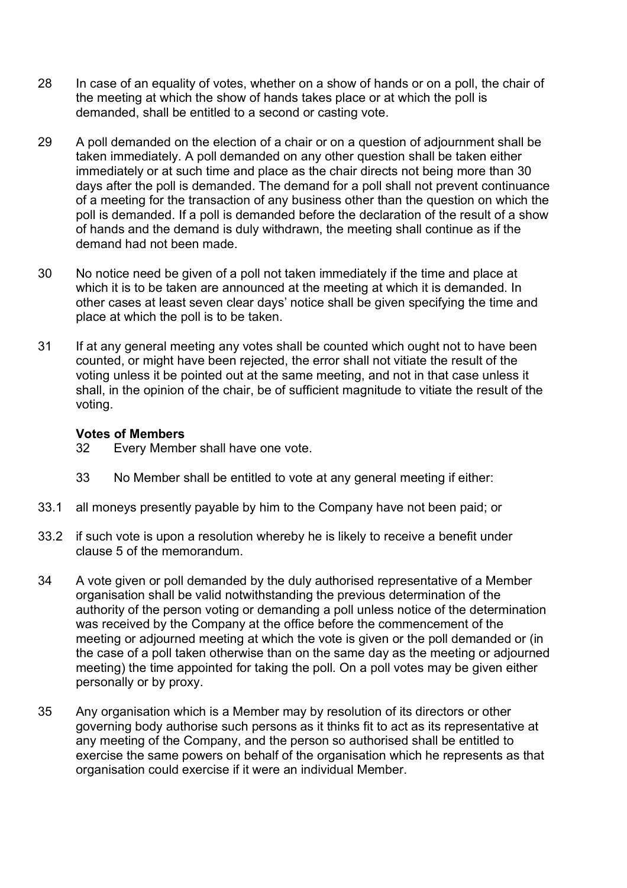28 In case of an equality of votes, whether on a show of hands or on a poll, the chair of the meeting at which the show of hands takes place or at which the poll is demanded, shall be entitled to a second or casting vote.

29 A poll demanded on the election of a chair or on a question of adjournment shall be taken immediately. A poll demanded on any other question shall be taken either immediately or at such time and place as the chair directs not being more than 30 days after the poll is demanded. The demand for a poll shall not prevent continuance of a meeting for the transaction of any business other than the question on which the poll is demanded. If a poll is demanded before the declaration of the result of a show of hands and the demand is duly withdrawn, the meeting shall continue as if the demand had not been made.

30 No notice need be given of a poll not taken immediately if the time and place at which it is to be taken are announced at the meeting at which it is demanded. In other cases at least seven clear days' notice shall be given specifying the time and place at which the poll is to be taken.

31 If at any general meeting any votes shall be counted which ought not to have been counted, or might have been rejected, the error shall not vitiate the result of the voting unless it be pointed out at the same meeting, and not in that case unless it shall, in the opinion of the chair, be of sufficient magnitude to vitiate the result of the voting.

**Votes of Members**

32 Every Member shall have one vote.

33 No Member shall be entitled to vote at any general meeting if either:

33.1 all moneys presently payable by him to the Company have not been paid; or

33.2 if such vote is upon a resolution whereby he is likely to receive a benefit under clause 5 of the memorandum.

34 A vote given or poll demanded by the duly authorised representative of a Member organisation shall be valid notwithstanding the previous determination of the authority of the person voting or demanding a poll unless notice of the determination was received by the Company at the office before the commencement of the meeting or adjourned meeting at which the vote is given or the poll demanded or (in the case of a poll taken otherwise than on the same day as the meeting or adjourned meeting) the time appointed for taking the poll. On a poll votes may be given either personally or by proxy.

35 Any organisation which is a Member may by resolution of its directors or other governing body authorise such persons as it thinks fit to act as its representative at any meeting of the Company, and the person so authorised shall be entitled to exercise the same powers on behalf of the organisation which he represents as that organisation could exercise if it were an individual Member.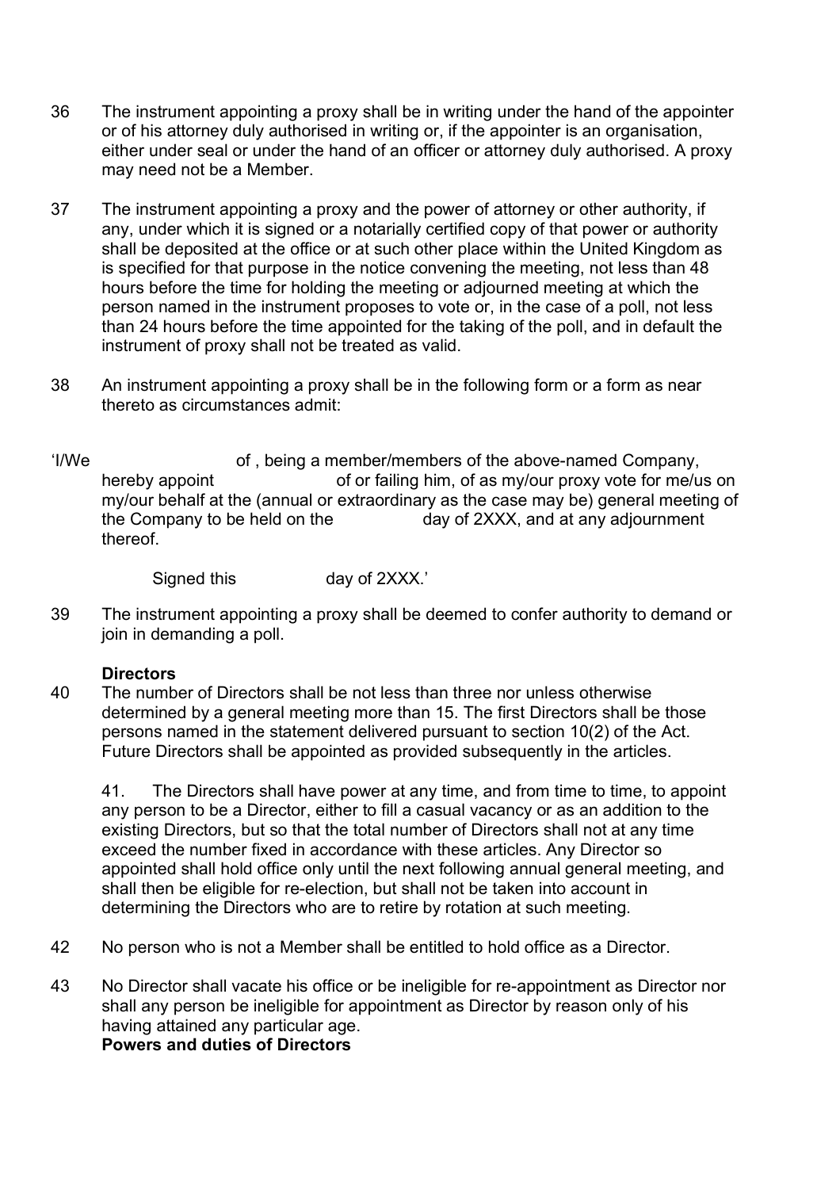36 The instrument appointing a proxy shall be in writing under the hand of the appointer or of his attorney duly authorised in writing or, if the appointer is an organisation, either under seal or under the hand of an officer or attorney duly authorised. A proxy may need not be a Member.

37 The instrument appointing a proxy and the power of attorney or other authority, if any, under which it is signed or a notarially certified copy of that power or authority shall be deposited at the office or at such other place within the United Kingdom as is specified for that purpose in the notice convening the meeting, not less than 48 hours before the time for holding the meeting or adjourned meeting at which the person named in the instrument proposes to vote or, in the case of a poll, not less than 24 hours before the time appointed for the taking of the poll, and in default the instrument of proxy shall not be treated as valid.

38 An instrument appointing a proxy shall be in the following form or a form as near thereto as circumstances admit:

'I/We of , being a member/members of the above-named Company, hereby appoint of or failing him, of as my/our proxy vote for me/us on my/our behalf at the (annual or extraordinary as the case may be) general meeting of the Company to be held on the day of 2XXX, and at any adjournment thereof.

Signed this day of 2XXX.'

39 The instrument appointing a proxy shall be deemed to confer authority to demand or join in demanding a poll.

**Directors**

40 The number of Directors shall be not less than three nor unless otherwise determined by a general meeting more than 15. The first Directors shall be those persons named in the statement delivered pursuant to section 10(2) of the Act. Future Directors shall be appointed as provided subsequently in the articles.

41. The Directors shall have power at any time, and from time to time, to appoint any person to be a Director, either to fill a casual vacancy or as an addition to the existing Directors, but so that the total number of Directors shall not at any time exceed the number fixed in accordance with these articles. Any Director so appointed shall hold office only until the next following annual general meeting, and shall then be eligible for re-election, but shall not be taken into account in determining the Directors who are to retire by rotation at such meeting.

42 No person who is not a Member shall be entitled to hold office as a Director.

43 No Director shall vacate his office or be ineligible for re-appointment as Director nor shall any person be ineligible for appointment as Director by reason only of his having attained any particular age.

**Powers and duties of Directors**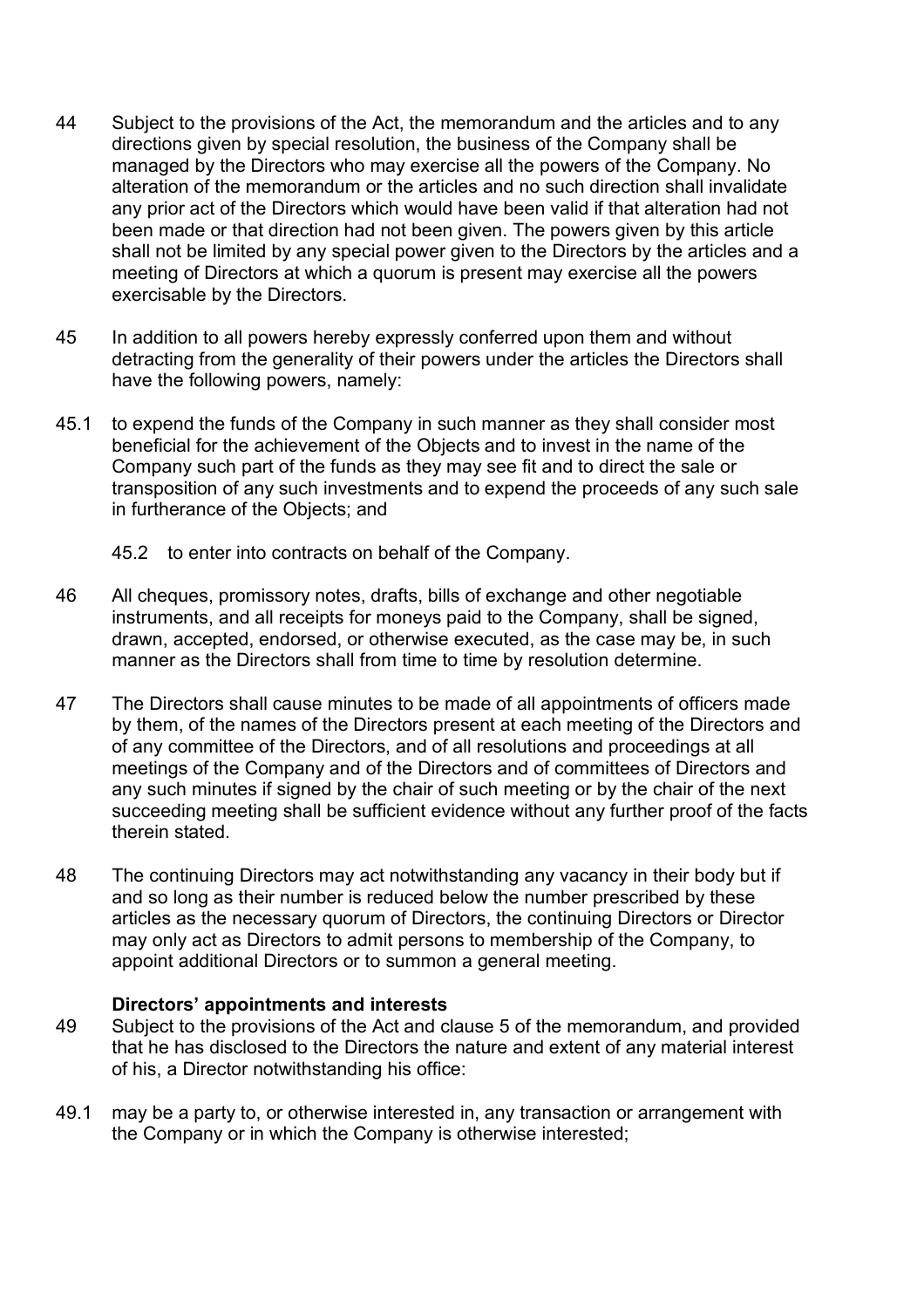44 Subject to the provisions of the Act, the memorandum and the articles and to any directions given by special resolution, the business of the Company shall be managed by the Directors who may exercise all the powers of the Company. No alteration of the memorandum or the articles and no such direction shall invalidate any prior act of the Directors which would have been valid if that alteration had not been made or that direction had not been given. The powers given by this article shall not be limited by any special power given to the Directors by the articles and a meeting of Directors at which a quorum is present may exercise all the powers exercisable by the Directors.

45 In addition to all powers hereby expressly conferred upon them and without detracting from the generality of their powers under the articles the Directors shall have the following powers, namely:

45.1 to expend the funds of the Company in such manner as they shall consider most beneficial for the achievement of the Objects and to invest in the name of the Company such part of the funds as they may see fit and to direct the sale or transposition of any such investments and to expend the proceeds of any such sale in furtherance of the Objects; and

45.2 to enter into contracts on behalf of the Company.

46 All cheques, promissory notes, drafts, bills of exchange and other negotiable instruments, and all receipts for moneys paid to the Company, shall be signed, drawn, accepted, endorsed, or otherwise executed, as the case may be, in such manner as the Directors shall from time to time by resolution determine.

47 The Directors shall cause minutes to be made of all appointments of officers made by them, of the names of the Directors present at each meeting of the Directors and of any committee of the Directors, and of all resolutions and proceedings at all meetings of the Company and of the Directors and of committees of Directors and any such minutes if signed by the chair of such meeting or by the chair of the next succeeding meeting shall be sufficient evidence without any further proof of the facts therein stated.

48 The continuing Directors may act notwithstanding any vacancy in their body but if and so long as their number is reduced below the number prescribed by these articles as the necessary quorum of Directors, the continuing Directors or Director may only act as Directors to admit persons to membership of the Company, to appoint additional Directors or to summon a general meeting.

**Directors' appointments and interests**

49 Subject to the provisions of the Act and clause 5 of the memorandum, and provided that he has disclosed to the Directors the nature and extent of any material interest of his, a Director notwithstanding his office:

49.1 may be a party to, or otherwise interested in, any transaction or arrangement with the Company or in which the Company is otherwise interested;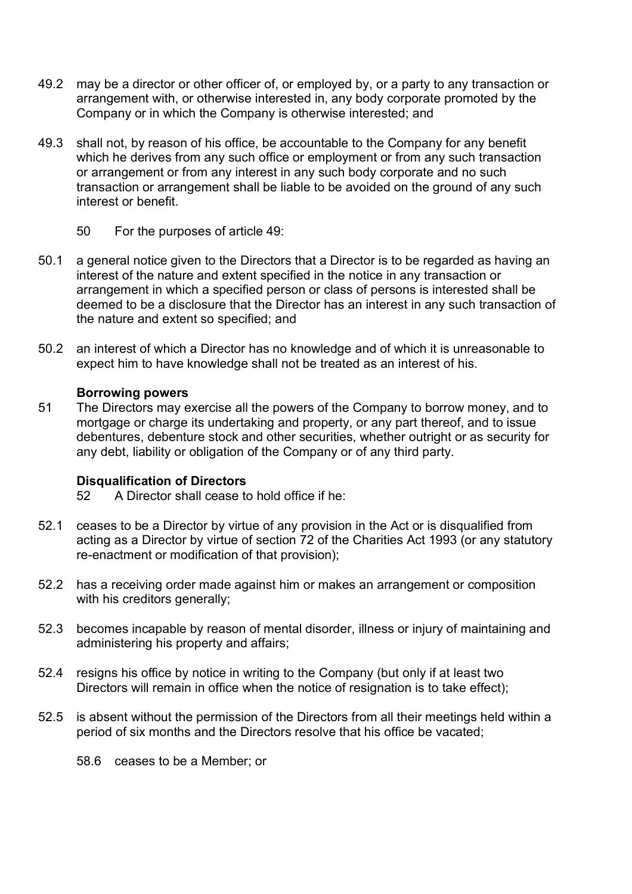49.2 may be a director or other officer of, or employed by, or a party to any transaction or arrangement with, or otherwise interested in, any body corporate promoted by the Company or in which the Company is otherwise interested; and

49.3 shall not, by reason of his office, be accountable to the Company for any benefit which he derives from any such office or employment or from any such transaction or arrangement or from any interest in any such body corporate and no such transaction or arrangement shall be liable to be avoided on the ground of any such interest or benefit.

50 For the purposes of article 49:

50.1 a general notice given to the Directors that a Director is to be regarded as having an interest of the nature and extent specified in the notice in any transaction or arrangement in which a specified person or class of persons is interested shall be deemed to be a disclosure that the Director has an interest in any such transaction of the nature and extent so specified; and

50.2 an interest of which a Director has no knowledge and of which it is unreasonable to expect him to have knowledge shall not be treated as an interest of his.

**Borrowing powers**

51 The Directors may exercise all the powers of the Company to borrow money, and to mortgage or charge its undertaking and property, or any part thereof, and to issue debentures, debenture stock and other securities, whether outright or as security for any debt, liability or obligation of the Company or of any third party.

**Disqualification of Directors**

52 A Director shall cease to hold office if he:

52.1 ceases to be a Director by virtue of any provision in the Act or is disqualified from acting as a Director by virtue of section 72 of the Charities Act 1993 (or any statutory re-enactment or modification of that provision);

52.2 has a receiving order made against him or makes an arrangement or composition with his creditors generally;

52.3 becomes incapable by reason of mental disorder, illness or injury of maintaining and administering his property and affairs;

52.4 resigns his office by notice in writing to the Company (but only if at least two Directors will remain in office when the notice of resignation is to take effect);

52.5 is absent without the permission of the Directors from all their meetings held within a period of six months and the Directors resolve that his office be vacated;

58.6 ceases to be a Member; or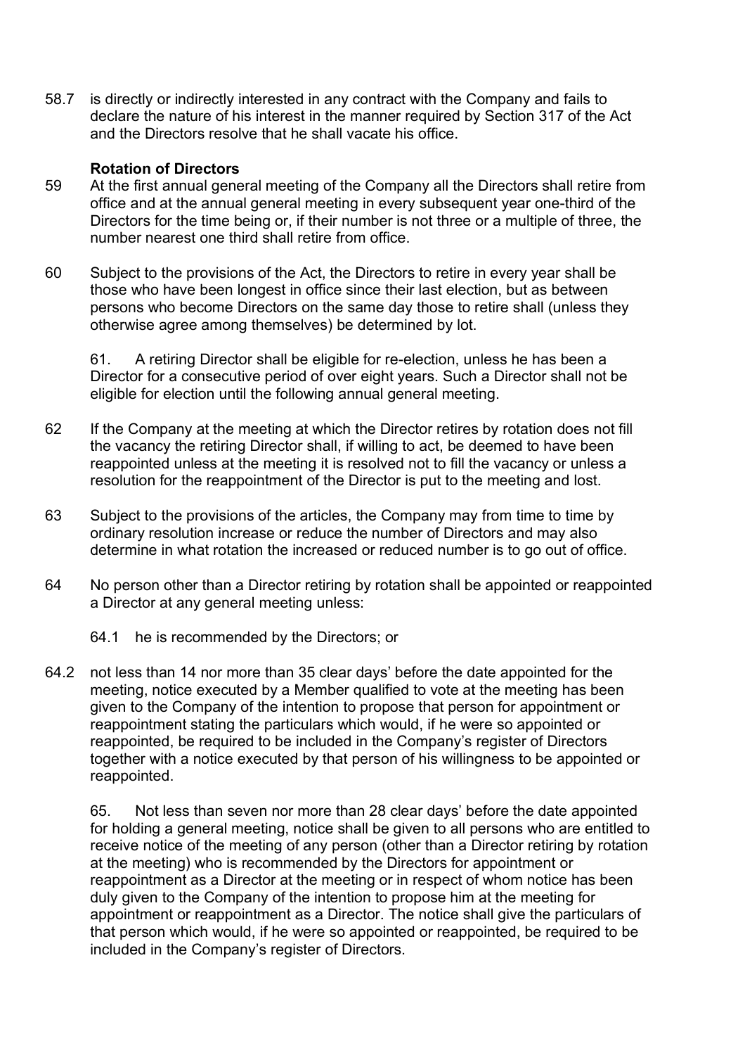58.7 is directly or indirectly interested in any contract with the Company and fails to declare the nature of his interest in the manner required by Section 317 of the Act and the Directors resolve that he shall vacate his office.

**Rotation of Directors**

59 At the first annual general meeting of the Company all the Directors shall retire from office and at the annual general meeting in every subsequent year one-third of the Directors for the time being or, if their number is not three or a multiple of three, the number nearest one third shall retire from office.

60 Subject to the provisions of the Act, the Directors to retire in every year shall be those who have been longest in office since their last election, but as between persons who become Directors on the same day those to retire shall (unless they otherwise agree among themselves) be determined by lot.

61. A retiring Director shall be eligible for re-election, unless he has been a Director for a consecutive period of over eight years. Such a Director shall not be eligible for election until the following annual general meeting.

62 If the Company at the meeting at which the Director retires by rotation does not fill the vacancy the retiring Director shall, if willing to act, be deemed to have been reappointed unless at the meeting it is resolved not to fill the vacancy or unless a resolution for the reappointment of the Director is put to the meeting and lost.

63 Subject to the provisions of the articles, the Company may from time to time by ordinary resolution increase or reduce the number of Directors and may also determine in what rotation the increased or reduced number is to go out of office.

64 No person other than a Director retiring by rotation shall be appointed or reappointed a Director at any general meeting unless:

64.1 he is recommended by the Directors; or

64.2 not less than 14 nor more than 35 clear days' before the date appointed for the meeting, notice executed by a Member qualified to vote at the meeting has been given to the Company of the intention to propose that person for appointment or reappointment stating the particulars which would, if he were so appointed or reappointed, be required to be included in the Company's register of Directors together with a notice executed by that person of his willingness to be appointed or reappointed.

65. Not less than seven nor more than 28 clear days' before the date appointed for holding a general meeting, notice shall be given to all persons who are entitled to receive notice of the meeting of any person (other than a Director retiring by rotation at the meeting) who is recommended by the Directors for appointment or reappointment as a Director at the meeting or in respect of whom notice has been duly given to the Company of the intention to propose him at the meeting for appointment or reappointment as a Director. The notice shall give the particulars of that person which would, if he were so appointed or reappointed, be required to be included in the Company's register of Directors.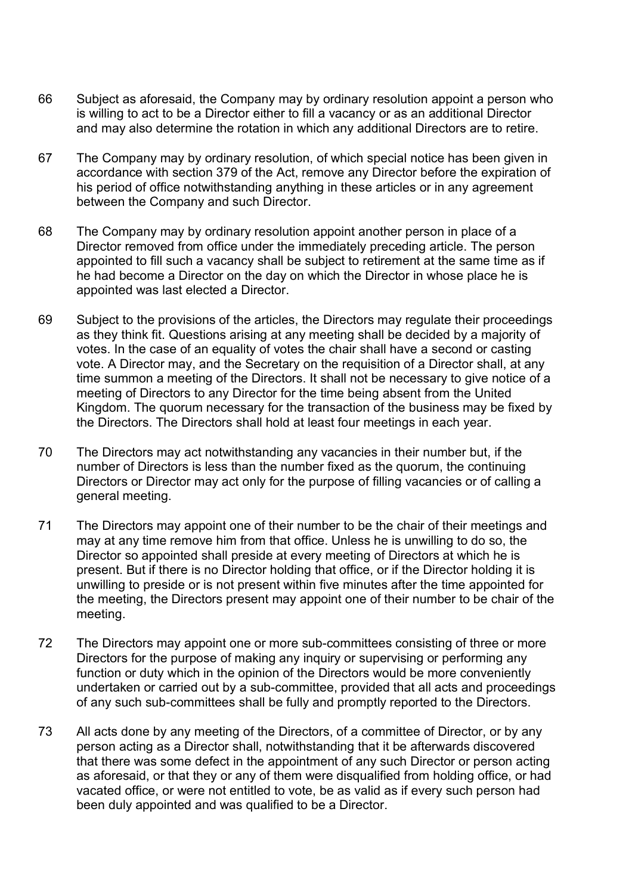66 Subject as aforesaid, the Company may by ordinary resolution appoint a person who is willing to act to be a Director either to fill a vacancy or as an additional Director and may also determine the rotation in which any additional Directors are to retire.

67 The Company may by ordinary resolution, of which special notice has been given in accordance with section 379 of the Act, remove any Director before the expiration of his period of office notwithstanding anything in these articles or in any agreement between the Company and such Director.

68 The Company may by ordinary resolution appoint another person in place of a Director removed from office under the immediately preceding article. The person appointed to fill such a vacancy shall be subject to retirement at the same time as if he had become a Director on the day on which the Director in whose place he is appointed was last elected a Director.

69 Subject to the provisions of the articles, the Directors may regulate their proceedings as they think fit. Questions arising at any meeting shall be decided by a majority of votes. In the case of an equality of votes the chair shall have a second or casting vote. A Director may, and the Secretary on the requisition of a Director shall, at any time summon a meeting of the Directors. It shall not be necessary to give notice of a meeting of Directors to any Director for the time being absent from the United Kingdom. The quorum necessary for the transaction of the business may be fixed by the Directors. The Directors shall hold at least four meetings in each year.

70 The Directors may act notwithstanding any vacancies in their number but, if the number of Directors is less than the number fixed as the quorum, the continuing Directors or Director may act only for the purpose of filling vacancies or of calling a general meeting.

71 The Directors may appoint one of their number to be the chair of their meetings and may at any time remove him from that office. Unless he is unwilling to do so, the Director so appointed shall preside at every meeting of Directors at which he is present. But if there is no Director holding that office, or if the Director holding it is unwilling to preside or is not present within five minutes after the time appointed for the meeting, the Directors present may appoint one of their number to be chair of the meeting.

72 The Directors may appoint one or more sub-committees consisting of three or more Directors for the purpose of making any inquiry or supervising or performing any function or duty which in the opinion of the Directors would be more conveniently undertaken or carried out by a sub-committee, provided that all acts and proceedings of any such sub-committees shall be fully and promptly reported to the Directors.

73 All acts done by any meeting of the Directors, of a committee of Director, or by any person acting as a Director shall, notwithstanding that it be afterwards discovered that there was some defect in the appointment of any such Director or person acting as aforesaid, or that they or any of them were disqualified from holding office, or had vacated office, or were not entitled to vote, be as valid as if every such person had been duly appointed and was qualified to be a Director.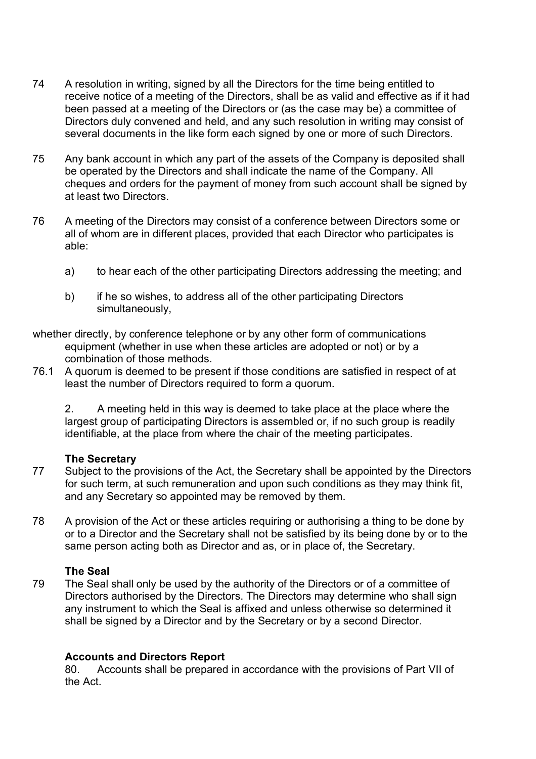74 A resolution in writing, signed by all the Directors for the time being entitled to receive notice of a meeting of the Directors, shall be as valid and effective as if it had been passed at a meeting of the Directors or (as the case may be) a committee of Directors duly convened and held, and any such resolution in writing may consist of several documents in the like form each signed by one or more of such Directors.

75 Any bank account in which any part of the assets of the Company is deposited shall be operated by the Directors and shall indicate the name of the Company. All cheques and orders for the payment of money from such account shall be signed by at least two Directors.

76 A meeting of the Directors may consist of a conference between Directors some or all of whom are in different places, provided that each Director who participates is able:

a) to hear each of the other participating Directors addressing the meeting; and

b) if he so wishes, to address all of the other participating Directors simultaneously,

whether directly, by conference telephone or by any other form of communications equipment (whether in use when these articles are adopted or not) or by a combination of those methods.

76.1 A quorum is deemed to be present if those conditions are satisfied in respect of at least the number of Directors required to form a quorum.

2. A meeting held in this way is deemed to take place at the place where the largest group of participating Directors is assembled or, if no such group is readily identifiable, at the place from where the chair of the meeting participates.

**The Secretary**

77 Subject to the provisions of the Act, the Secretary shall be appointed by the Directors for such term, at such remuneration and upon such conditions as they may think fit, and any Secretary so appointed may be removed by them.

78 A provision of the Act or these articles requiring or authorising a thing to be done by or to a Director and the Secretary shall not be satisfied by its being done by or to the same person acting both as Director and as, or in place of, the Secretary.

**The Seal**

79 The Seal shall only be used by the authority of the Directors or of a committee of Directors authorised by the Directors. The Directors may determine who shall sign any instrument to which the Seal is affixed and unless otherwise so determined it shall be signed by a Director and by the Secretary or by a second Director.

**Accounts and Directors Report**

80. Accounts shall be prepared in accordance with the provisions of Part VII of the Act.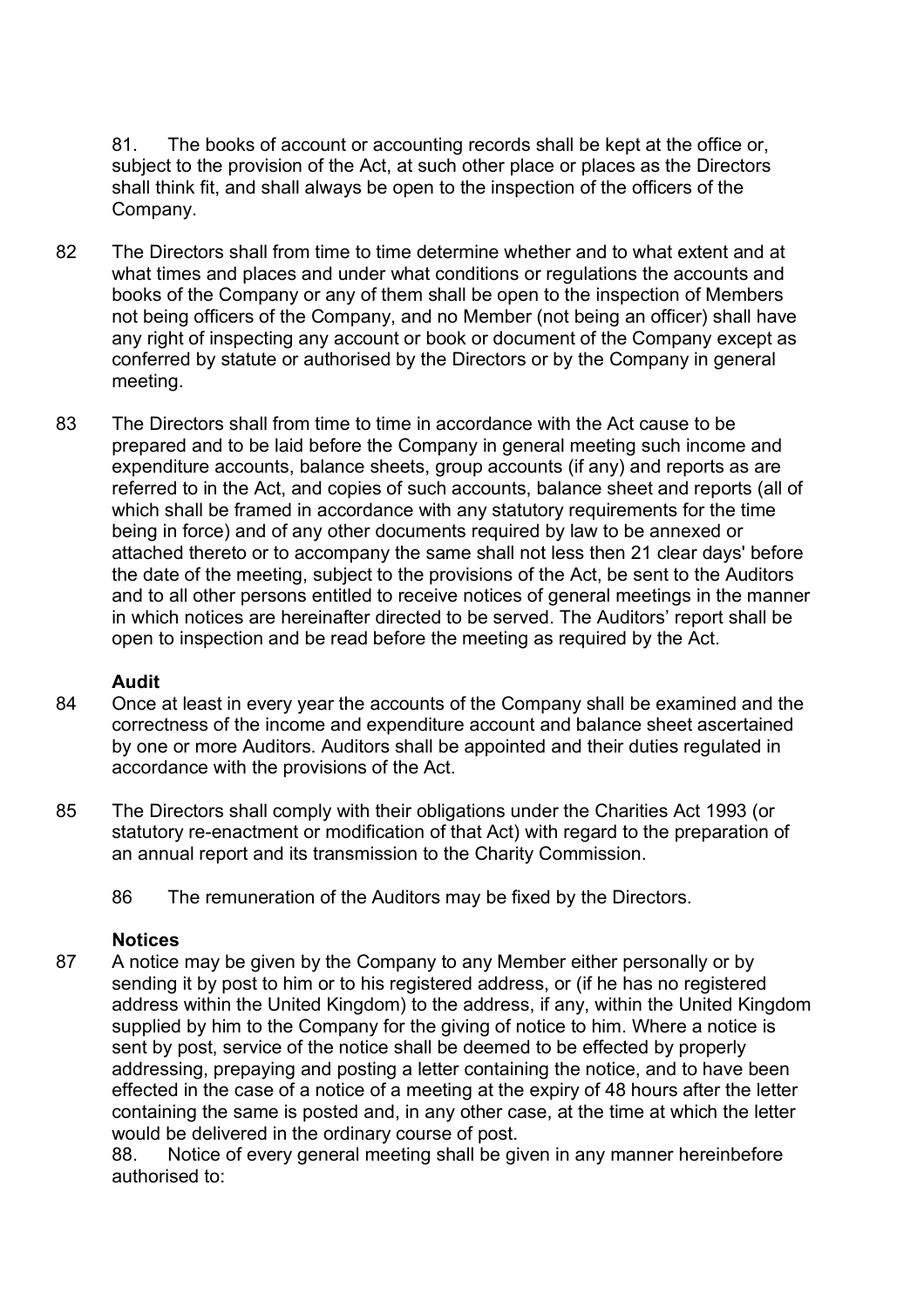81. The books of account or accounting records shall be kept at the office or, subject to the provision of the Act, at such other place or places as the Directors shall think fit, and shall always be open to the inspection of the officers of the Company.

82 The Directors shall from time to time determine whether and to what extent and at what times and places and under what conditions or regulations the accounts and books of the Company or any of them shall be open to the inspection of Members not being officers of the Company, and no Member (not being an officer) shall have any right of inspecting any account or book or document of the Company except as conferred by statute or authorised by the Directors or by the Company in general meeting.

83 The Directors shall from time to time in accordance with the Act cause to be prepared and to be laid before the Company in general meeting such income and expenditure accounts, balance sheets, group accounts (if any) and reports as are referred to in the Act, and copies of such accounts, balance sheet and reports (all of which shall be framed in accordance with any statutory requirements for the time being in force) and of any other documents required by law to be annexed or attached thereto or to accompany the same shall not less then 21 clear days' before the date of the meeting, subject to the provisions of the Act, be sent to the Auditors and to all other persons entitled to receive notices of general meetings in the manner in which notices are hereinafter directed to be served. The Auditors' report shall be open to inspection and be read before the meeting as required by the Act.

**Audit**

84 Once at least in every year the accounts of the Company shall be examined and the correctness of the income and expenditure account and balance sheet ascertained by one or more Auditors. Auditors shall be appointed and their duties regulated in accordance with the provisions of the Act.

85 The Directors shall comply with their obligations under the Charities Act 1993 (or statutory re-enactment or modification of that Act) with regard to the preparation of an annual report and its transmission to the Charity Commission.

86 The remuneration of the Auditors may be fixed by the Directors.

**Notices**

87 A notice may be given by the Company to any Member either personally or by sending it by post to him or to his registered address, or (if he has no registered address within the United Kingdom) to the address, if any, within the United Kingdom supplied by him to the Company for the giving of notice to him. Where a notice is sent by post, service of the notice shall be deemed to be effected by properly addressing, prepaying and posting a letter containing the notice, and to have been effected in the case of a notice of a meeting at the expiry of 48 hours after the letter containing the same is posted and, in any other case, at the time at which the letter would be delivered in the ordinary course of post.

88. Notice of every general meeting shall be given in any manner hereinbefore authorised to: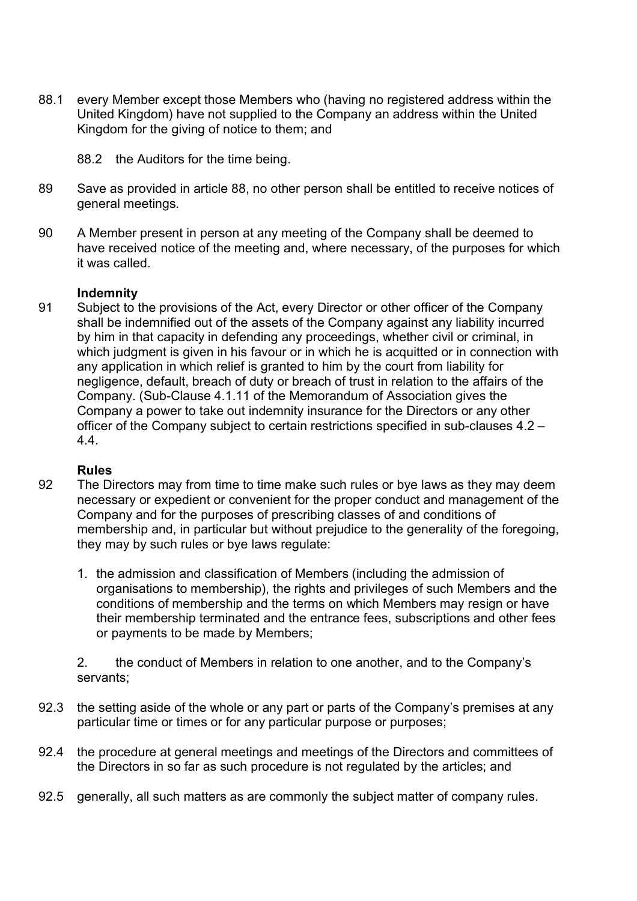88.1 every Member except those Members who (having no registered address within the United Kingdom) have not supplied to the Company an address within the United Kingdom for the giving of notice to them; and

88.2 the Auditors for the time being.

89 Save as provided in article 88, no other person shall be entitled to receive notices of general meetings.

90 A Member present in person at any meeting of the Company shall be deemed to have received notice of the meeting and, where necessary, of the purposes for which it was called.

**Indemnity**

91 Subject to the provisions of the Act, every Director or other officer of the Company shall be indemnified out of the assets of the Company against any liability incurred by him in that capacity in defending any proceedings, whether civil or criminal, in which judgment is given in his favour or in which he is acquitted or in connection with any application in which relief is granted to him by the court from liability for negligence, default, breach of duty or breach of trust in relation to the affairs of the Company. (Sub-Clause 4.1.11 of the Memorandum of Association gives the Company a power to take out indemnity insurance for the Directors or any other officer of the Company subject to certain restrictions specified in sub-clauses 4.2 – 4.4.

**Rules**

92 The Directors may from time to time make such rules or bye laws as they may deem necessary or expedient or convenient for the proper conduct and management of the Company and for the purposes of prescribing classes of and conditions of membership and, in particular but without prejudice to the generality of the foregoing, they may by such rules or bye laws regulate:

1. the admission and classification of Members (including the admission of organisations to membership), the rights and privileges of such Members and the conditions of membership and the terms on which Members may resign or have their membership terminated and the entrance fees, subscriptions and other fees or payments to be made by Members;

2. the conduct of Members in relation to one another, and to the Company's servants;

92.3 the setting aside of the whole or any part or parts of the Company's premises at any particular time or times or for any particular purpose or purposes;

92.4 the procedure at general meetings and meetings of the Directors and committees of the Directors in so far as such procedure is not regulated by the articles; and

92.5 generally, all such matters as are commonly the subject matter of company rules.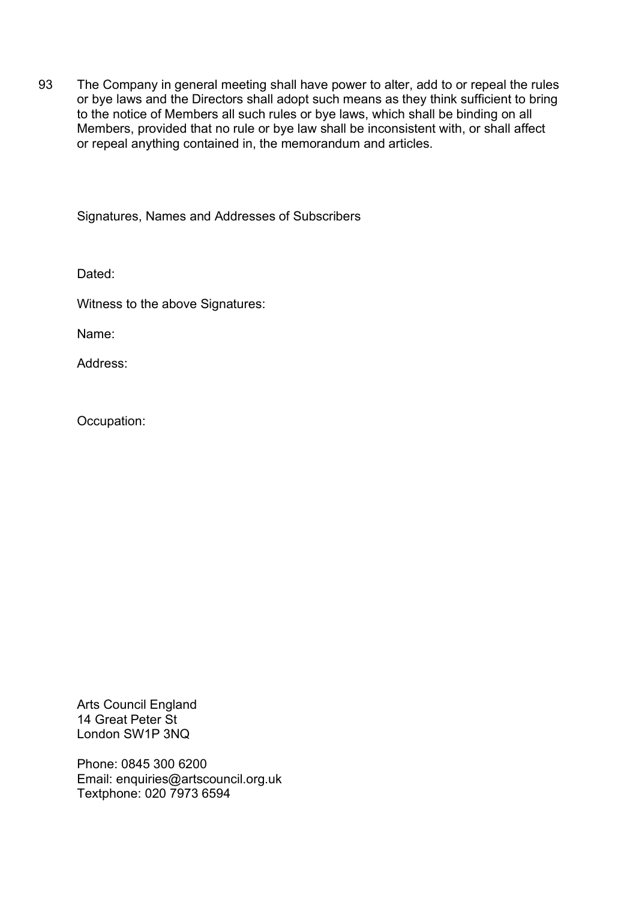93 The Company in general meeting shall have power to alter, add to or repeal the rules or bye laws and the Directors shall adopt such means as they think sufficient to bring to the notice of Members all such rules or bye laws, which shall be binding on all Members, provided that no rule or bye law shall be inconsistent with, or shall affect or repeal anything contained in, the memorandum and articles.

Signatures, Names and Addresses of Subscribers

Dated:

Witness to the above Signatures:

Name:

Address:

Occupation:

Arts Council England
14 Great Peter St
London SW1P 3NQ

Phone: 0845 300 6200
Email: enquiries@artscouncil.org.uk
Textphone: 020 7973 6594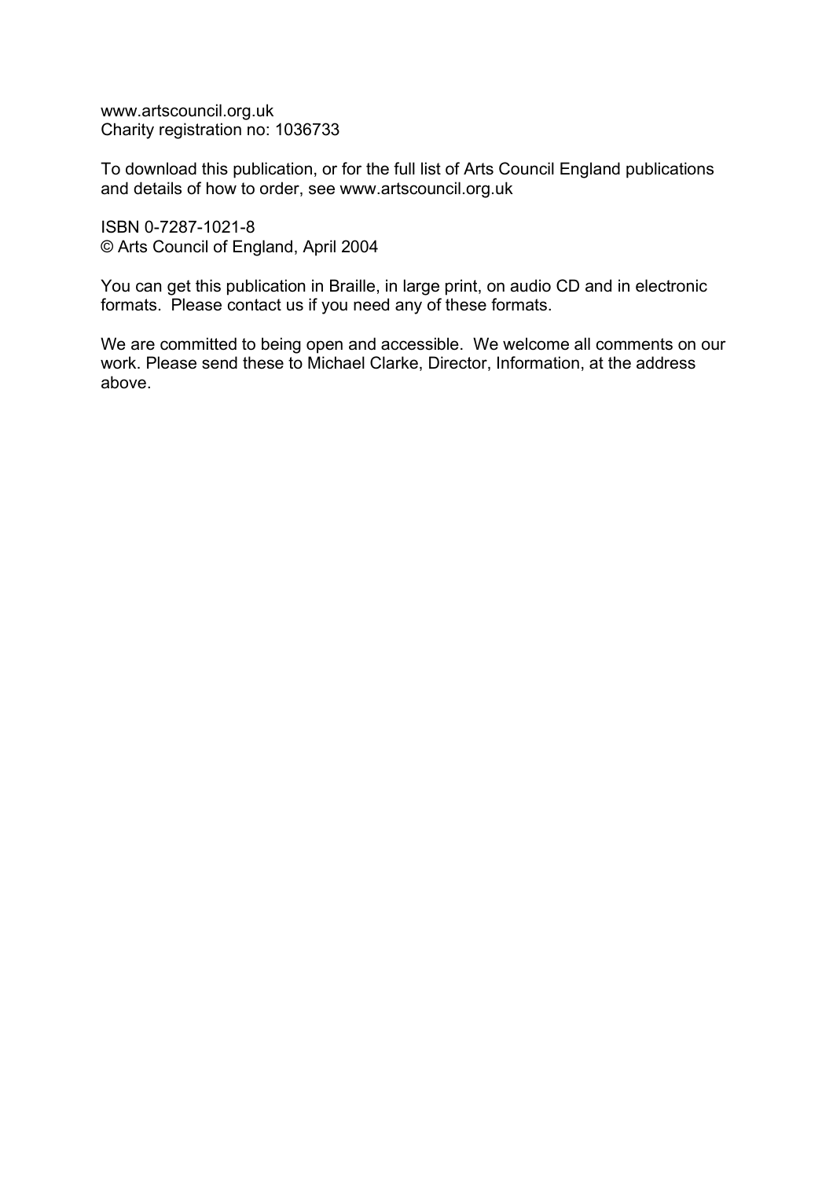www.artscouncil.org.uk
Charity registration no: 1036733

To download this publication, or for the full list of Arts Council England publications and details of how to order, see www.artscouncil.org.uk

ISBN 0-7287-1021-8
© Arts Council of England, April 2004

You can get this publication in Braille, in large print, on audio CD and in electronic formats. Please contact us if you need any of these formats.

We are committed to being open and accessible. We welcome all comments on our work. Please send these to Michael Clarke, Director, Information, at the address above.